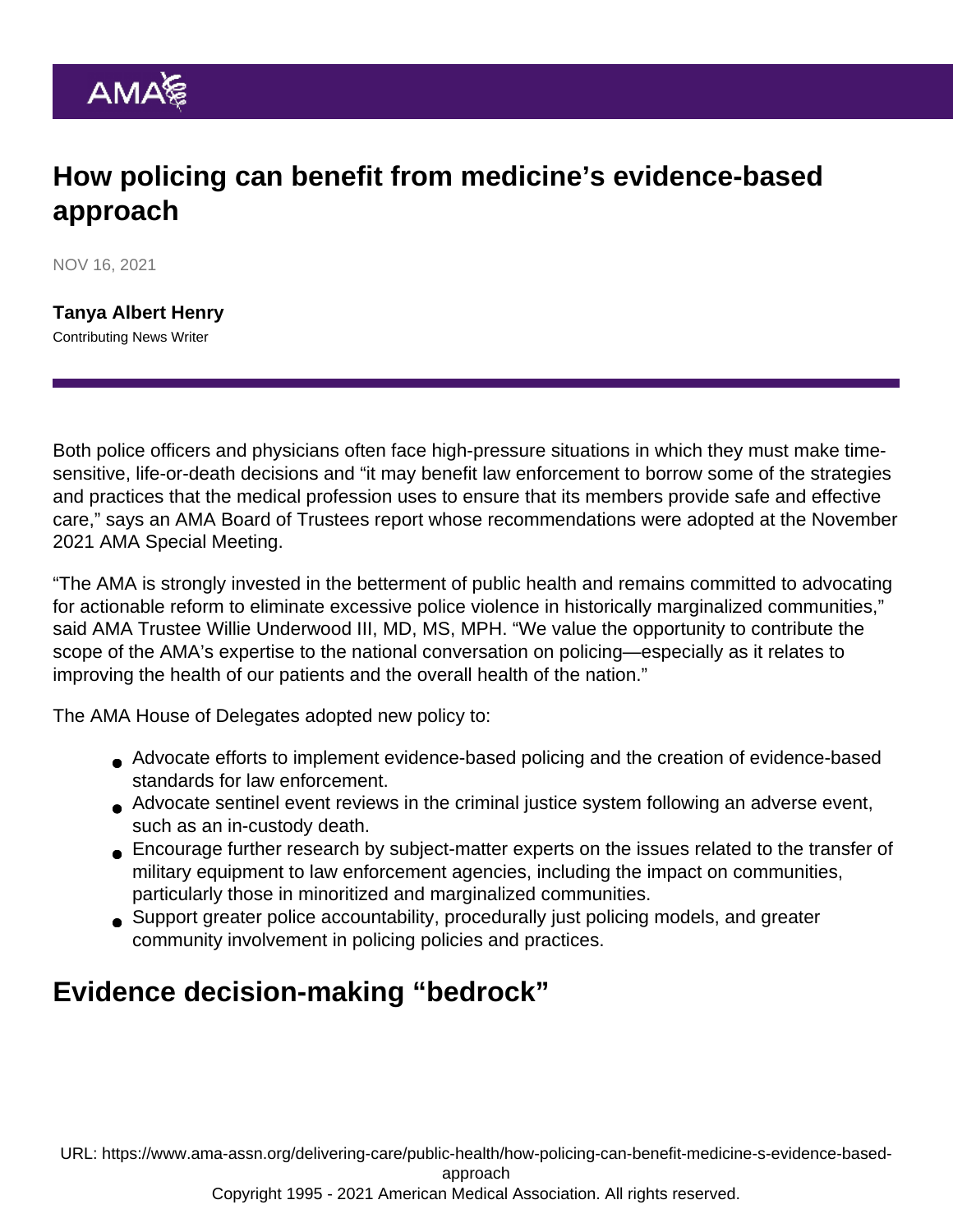# How policing can benefit from medicine's evidence-based approach

NOV 16, 2021

**Tanya Albert Henry**
Contributing News Writer

Both police officers and physicians often face high-pressure situations in which they must make time-sensitive, life-or-death decisions and "it may benefit law enforcement to borrow some of the strategies and practices that the medical profession uses to ensure that its members provide safe and effective care," says an AMA Board of Trustees report whose recommendations were adopted at the November 2021 AMA Special Meeting.

"The AMA is strongly invested in the betterment of public health and remains committed to advocating for actionable reform to eliminate excessive police violence in historically marginalized communities," said AMA Trustee Willie Underwood III, MD, MS, MPH. "We value the opportunity to contribute the scope of the AMA's expertise to the national conversation on policing—especially as it relates to improving the health of our patients and the overall health of the nation."

The AMA House of Delegates adopted new policy to:

- Advocate efforts to implement evidence-based policing and the creation of evidence-based standards for law enforcement.
- Advocate sentinel event reviews in the criminal justice system following an adverse event, such as an in-custody death.
- Encourage further research by subject-matter experts on the issues related to the transfer of military equipment to law enforcement agencies, including the impact on communities, particularly those in minoritized and marginalized communities.
- Support greater police accountability, procedurally just policing models, and greater community involvement in policing policies and practices.

## Evidence decision-making "bedrock"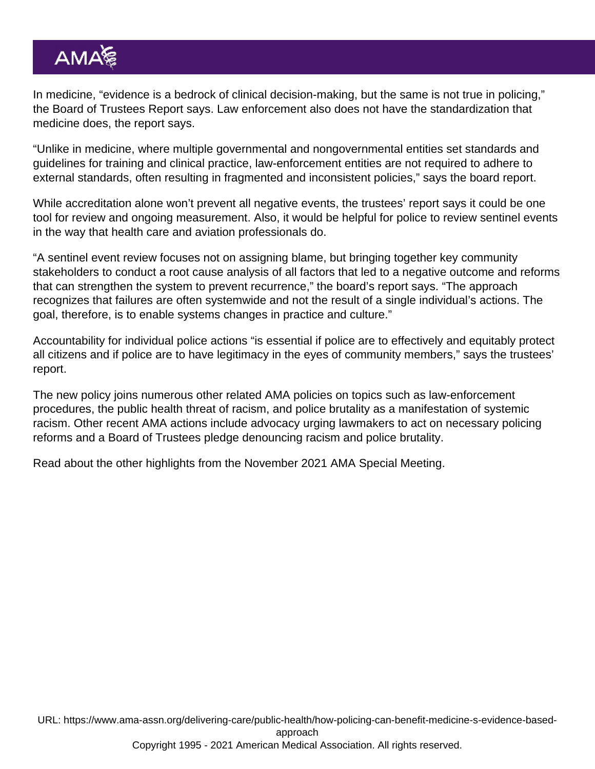In medicine, "evidence is a bedrock of clinical decision-making, but the same is not true in policing," the Board of Trustees Report says. Law enforcement also does not have the standardization that medicine does, the report says.

"Unlike in medicine, where multiple governmental and nongovernmental entities set standards and guidelines for training and clinical practice, law-enforcement entities are not required to adhere to external standards, often resulting in fragmented and inconsistent policies," says the board report.

While accreditation alone won't prevent all negative events, the trustees' report says it could be one tool for review and ongoing measurement. Also, it would be helpful for police to review sentinel events in the way that health care and aviation professionals do.

"A sentinel event review focuses not on assigning blame, but bringing together key community stakeholders to conduct a root cause analysis of all factors that led to a negative outcome and reforms that can strengthen the system to prevent recurrence," the board's report says. "The approach recognizes that failures are often systemwide and not the result of a single individual's actions. The goal, therefore, is to enable systems changes in practice and culture."

Accountability for individual police actions "is essential if police are to effectively and equitably protect all citizens and if police are to have legitimacy in the eyes of community members," says the trustees' report.

The new policy joins numerous other related AMA policies on topics such as law-enforcement procedures, the public health threat of racism, and police brutality as a manifestation of systemic racism. Other recent AMA actions include advocacy urging lawmakers to act on necessary policing reforms and a Board of Trustees pledge denouncing racism and police brutality.

Read about the other highlights from the November 2021 AMA Special Meeting.